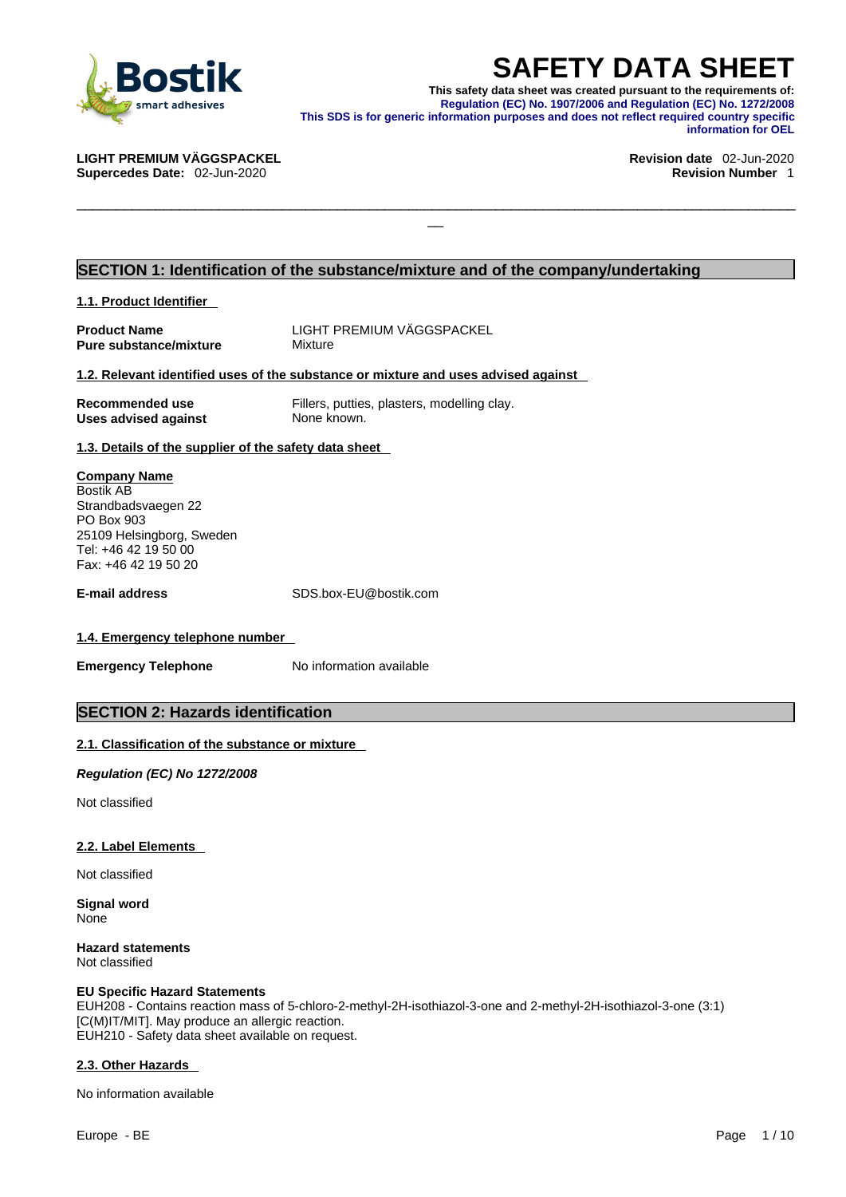# SAFETY DATA SHEET

**This safety data sheet was created pursuant to the requirements of: Regulation (EC) No. 1907/2006 and Regulation (EC) No. 1272/2008**
**This SDS is for generic information purposes and does not reflect required country specific information for OEL**

**LIGHT PREMIUM VÄGGSPACKEL** | **Revision date** 02-Jun-2020
**Supercedes Date:** 02-Jun-2020 | **Revision Number** 1

## SECTION 1: Identification of the substance/mixture and of the company/undertaking

### 1.1. Product Identifier

| | |
|---|---|
| **Product Name** | LIGHT PREMIUM VÄGGSPACKEL |
| **Pure substance/mixture** | Mixture |

### 1.2. Relevant identified uses of the substance or mixture and uses advised against

| | |
|---|---|
| **Recommended use** | Fillers, putties, plasters, modelling clay. |
| **Uses advised against** | None known. |

### 1.3. Details of the supplier of the safety data sheet

**Company Name**
Bostik AB
Strandbadsvaegen 22
PO Box 903
25109 Helsingborg, Sweden
Tel: +46 42 19 50 00
Fax: +46 42 19 50 20

**E-mail address** SDS.box-EU@bostik.com

### 1.4. Emergency telephone number

**Emergency Telephone** No information available

## SECTION 2: Hazards identification

### 2.1. Classification of the substance or mixture

***Regulation (EC) No 1272/2008***

Not classified

### 2.2. Label Elements

Not classified

**Signal word**
None

**Hazard statements**
Not classified

**EU Specific Hazard Statements**
EUH208 - Contains reaction mass of 5-chloro-2-methyl-2H-isothiazol-3-one and 2-methyl-2H-isothiazol-3-one (3:1) [C(M)IT/MIT]. May produce an allergic reaction.
EUH210 - Safety data sheet available on request.

### 2.3. Other Hazards

No information available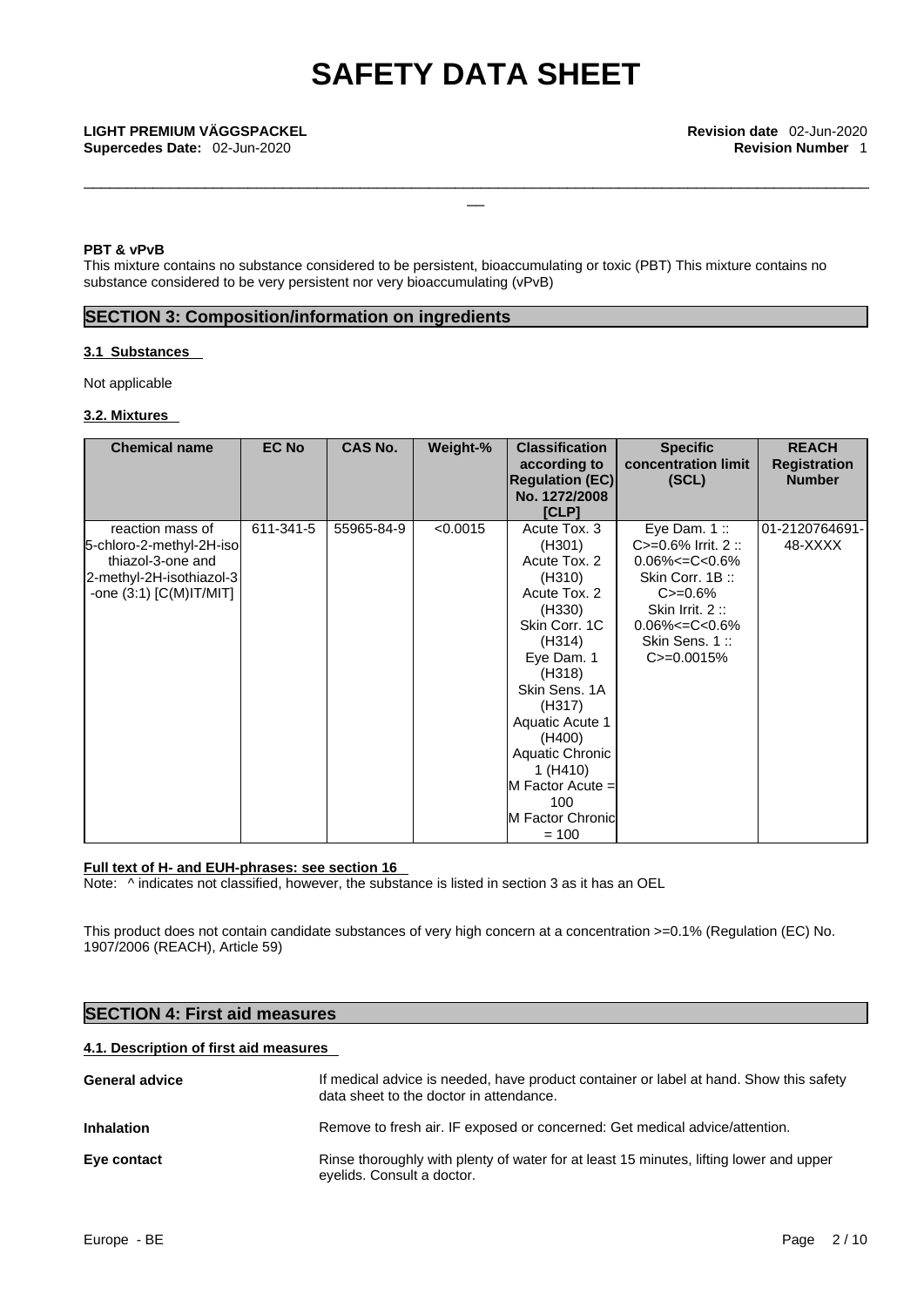**PBT & vPvB**

This mixture contains no substance considered to be persistent, bioaccumulating or toxic (PBT) This mixture contains no substance considered to be very persistent nor very bioaccumulating (vPvB)

## SECTION 3: Composition/information on ingredients

### 3.1 Substances

Not applicable

### 3.2. Mixtures

| Chemical name | EC No | CAS No. | Weight-% | Classification according to Regulation (EC) No. 1272/2008 [CLP] | Specific concentration limit (SCL) | REACH Registration Number |
|---|---|---|---|---|---|---|
| reaction mass of 5-chloro-2-methyl-2H-isothiazol-3-one and 2-methyl-2H-isothiazol-3-one (3:1) [C(M)IT/MIT] | 611-341-5 | 55965-84-9 | <0.0015 | Acute Tox. 3 (H301) Acute Tox. 2 (H310) Acute Tox. 2 (H330) Skin Corr. 1C (H314) Eye Dam. 1 (H318) Skin Sens. 1A (H317) Aquatic Acute 1 (H400) Aquatic Chronic 1 (H410) M Factor Acute = 100 M Factor Chronic = 100 | Eye Dam. 1 :: C>=0.6% Irrit. 2 :: 0.06%<=C<0.6% Skin Corr. 1B :: C>=0.6% Skin Irrit. 2 :: 0.06%<=C<0.6% Skin Sens. 1 :: C>=0.0015% | 01-2120764691-48-XXXX |

**Full text of H- and EUH-phrases: see section 16**

Note: ^ indicates not classified, however, the substance is listed in section 3 as it has an OEL

This product does not contain candidate substances of very high concern at a concentration >=0.1% (Regulation (EC) No. 1907/2006 (REACH), Article 59)

## SECTION 4: First aid measures

### 4.1. Description of first aid measures

**General advice** If medical advice is needed, have product container or label at hand. Show this safety data sheet to the doctor in attendance.

**Inhalation** Remove to fresh air. IF exposed or concerned: Get medical advice/attention.

**Eye contact** Rinse thoroughly with plenty of water for at least 15 minutes, lifting lower and upper eyelids. Consult a doctor.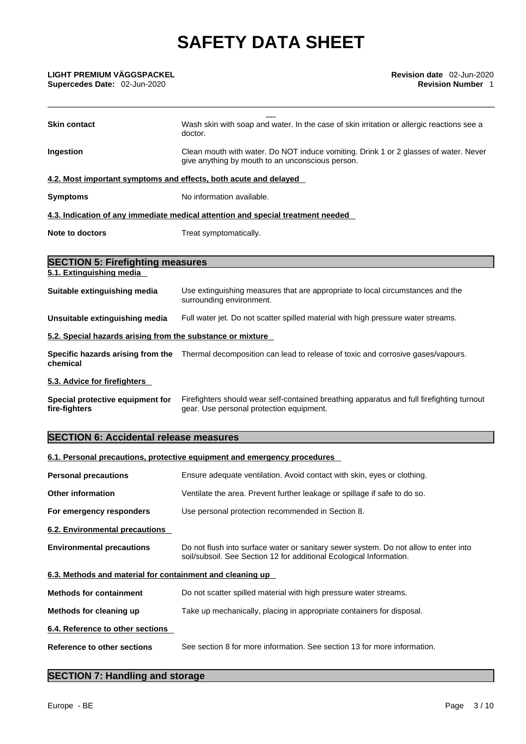**Skin contact** Wash skin with soap and water. In the case of skin irritation or allergic reactions see a doctor.

**Ingestion** Clean mouth with water. Do NOT induce vomiting. Drink 1 or 2 glasses of water. Never give anything by mouth to an unconscious person.

**4.2. Most important symptoms and effects, both acute and delayed**

**Symptoms** No information available.

**4.3. Indication of any immediate medical attention and special treatment needed**

**Note to doctors** Treat symptomatically.

## SECTION 5: Firefighting measures

**5.1. Extinguishing media**

**Suitable extinguishing media** Use extinguishing measures that are appropriate to local circumstances and the surrounding environment.

**Unsuitable extinguishing media** Full water jet. Do not scatter spilled material with high pressure water streams.

**5.2. Special hazards arising from the substance or mixture**

**Specific hazards arising from the chemical** Thermal decomposition can lead to release of toxic and corrosive gases/vapours.

**5.3. Advice for firefighters**

**Special protective equipment for fire-fighters** Firefighters should wear self-contained breathing apparatus and full firefighting turnout gear. Use personal protection equipment.

## SECTION 6: Accidental release measures

**6.1. Personal precautions, protective equipment and emergency procedures**

**Personal precautions** Ensure adequate ventilation. Avoid contact with skin, eyes or clothing.

**Other information** Ventilate the area. Prevent further leakage or spillage if safe to do so.

**For emergency responders** Use personal protection recommended in Section 8.

**6.2. Environmental precautions**

**Environmental precautions** Do not flush into surface water or sanitary sewer system. Do not allow to enter into soil/subsoil. See Section 12 for additional Ecological Information.

**6.3. Methods and material for containment and cleaning up**

**Methods for containment** Do not scatter spilled material with high pressure water streams.

**Methods for cleaning up** Take up mechanically, placing in appropriate containers for disposal.

**6.4. Reference to other sections**

**Reference to other sections** See section 8 for more information. See section 13 for more information.

## SECTION 7: Handling and storage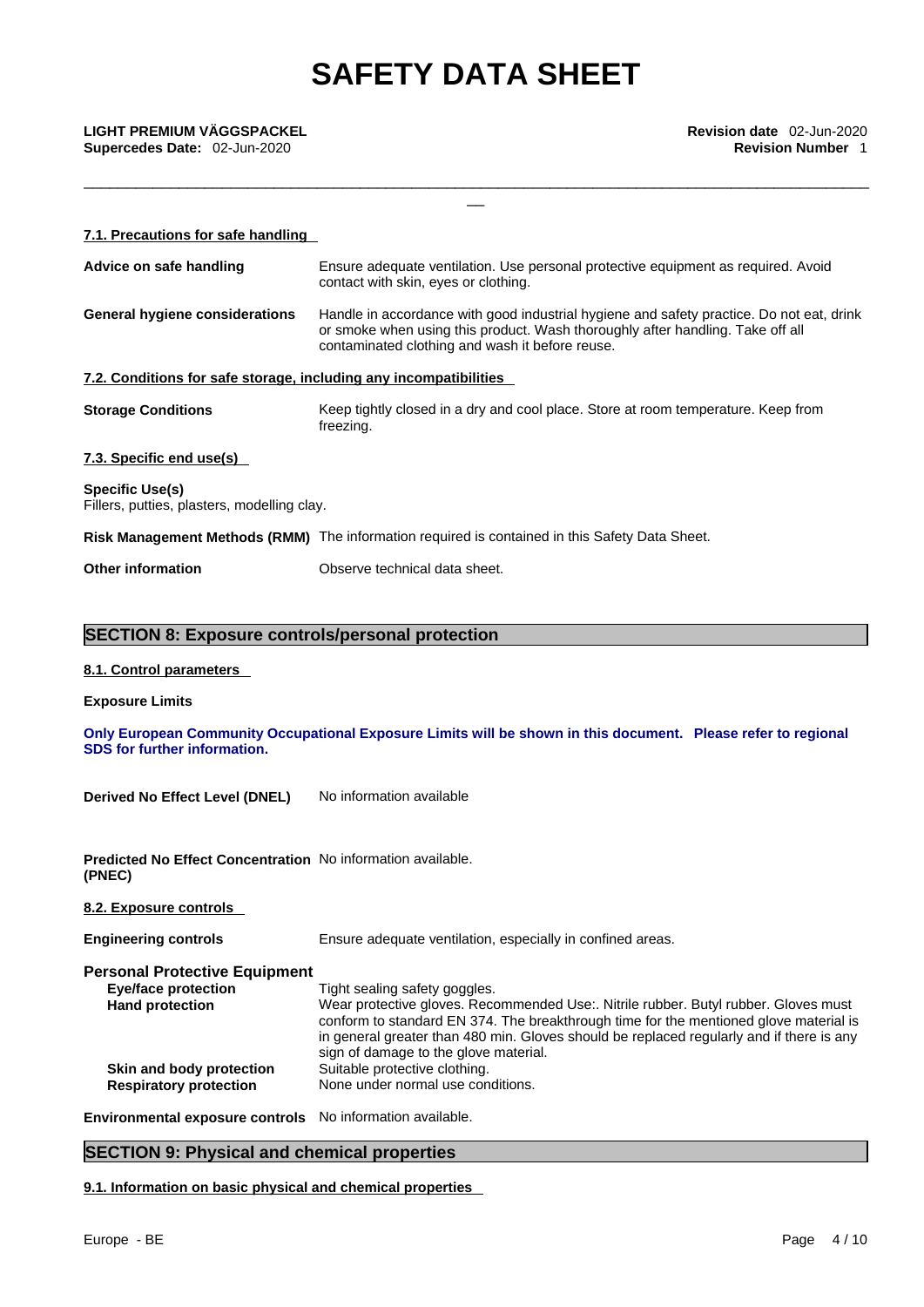### 7.1. Precautions for safe handling

**Advice on safe handling** Ensure adequate ventilation. Use personal protective equipment as required. Avoid contact with skin, eyes or clothing.

**General hygiene considerations** Handle in accordance with good industrial hygiene and safety practice. Do not eat, drink or smoke when using this product. Wash thoroughly after handling. Take off all contaminated clothing and wash it before reuse.

### 7.2. Conditions for safe storage, including any incompatibilities

**Storage Conditions** Keep tightly closed in a dry and cool place. Store at room temperature. Keep from freezing.

### 7.3. Specific end use(s)

**Specific Use(s)**
Fillers, putties, plasters, modelling clay.

**Risk Management Methods (RMM)** The information required is contained in this Safety Data Sheet.

**Other information** Observe technical data sheet.

## SECTION 8: Exposure controls/personal protection

### 8.1. Control parameters

**Exposure Limits**

**Only European Community Occupational Exposure Limits will be shown in this document. Please refer to regional SDS for further information.**

**Derived No Effect Level (DNEL)** No information available

**Predicted No Effect Concentration (PNEC)** No information available.

### 8.2. Exposure controls

**Engineering controls** Ensure adequate ventilation, especially in confined areas.

**Personal Protective Equipment**

- **Eye/face protection** Tight sealing safety goggles.
- **Hand protection** Wear protective gloves. Recommended Use:. Nitrile rubber. Butyl rubber. Gloves must conform to standard EN 374. The breakthrough time for the mentioned glove material is in general greater than 480 min. Gloves should be replaced regularly and if there is any sign of damage to the glove material.
- **Skin and body protection** Suitable protective clothing.
- **Respiratory protection** None under normal use conditions.

**Environmental exposure controls** No information available.

## SECTION 9: Physical and chemical properties

### 9.1. Information on basic physical and chemical properties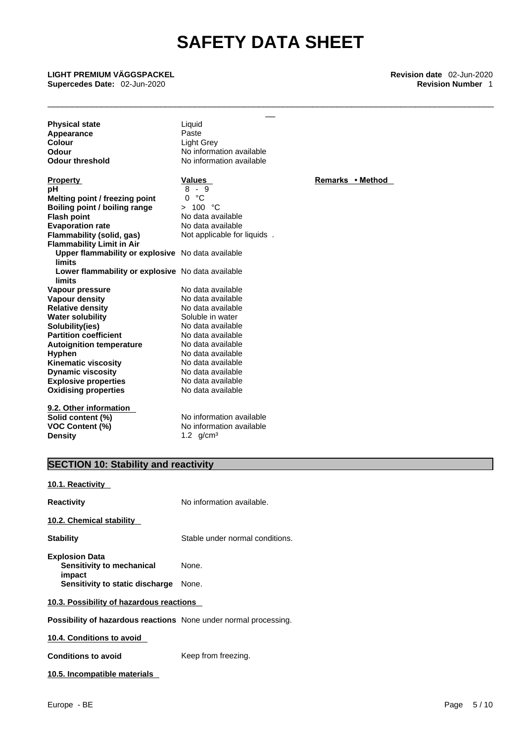| | | |
|---|---|---|
| **Physical state** | Liquid | |
| **Appearance** | Paste | |
| **Colour** | Light Grey | |
| **Odour** | No information available | |
| **Odour threshold** | No information available | |

| **Property** | **Values** | **Remarks • Method** |
|---|---|---|
| **pH** | 8 - 9 | |
| **Melting point / freezing point** | 0 °C | |
| **Boiling point / boiling range** | > 100 °C | |
| **Flash point** | No data available | |
| **Evaporation rate** | No data available | |
| **Flammability (solid, gas)** | Not applicable for liquids . | |
| **Flammability Limit in Air** | | |
| **Upper flammability or explosive limits** | No data available | |
| **Lower flammability or explosive limits** | No data available | |
| **Vapour pressure** | No data available | |
| **Vapour density** | No data available | |
| **Relative density** | No data available | |
| **Water solubility** | Soluble in water | |
| **Solubility(ies)** | No data available | |
| **Partition coefficient** | No data available | |
| **Autoignition temperature** | No data available | |
| **Hyphen** | No data available | |
| **Kinematic viscosity** | No data available | |
| **Dynamic viscosity** | No data available | |
| **Explosive properties** | No data available | |
| **Oxidising properties** | No data available | |

**9.2. Other information**

| | |
|---|---|
| **Solid content (%)** | No information available |
| **VOC Content (%)** | No information available |
| **Density** | 1.2 g/cm³ |

## SECTION 10: Stability and reactivity

**10.1. Reactivity**

**Reactivity** No information available.

**10.2. Chemical stability**

**Stability** Stable under normal conditions.

**Explosion Data**
**Sensitivity to mechanical impact** None.
**Sensitivity to static discharge** None.

**10.3. Possibility of hazardous reactions**

**Possibility of hazardous reactions** None under normal processing.

**10.4. Conditions to avoid**

**Conditions to avoid** Keep from freezing.

**10.5. Incompatible materials**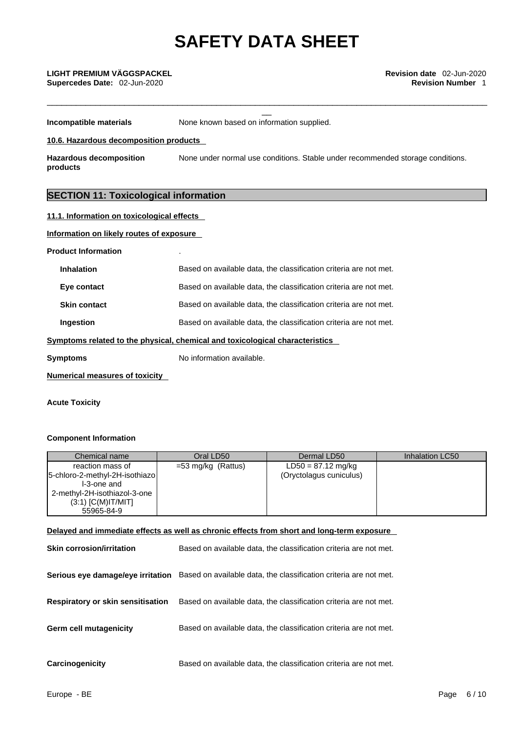**Incompatible materials** None known based on information supplied.

**10.6. Hazardous decomposition products**

**Hazardous decomposition products** None under normal use conditions. Stable under recommended storage conditions.

## SECTION 11: Toxicological information

**11.1. Information on toxicological effects**

**Information on likely routes of exposure**

**Product Information** .

**Inhalation** Based on available data, the classification criteria are not met.

**Eye contact** Based on available data, the classification criteria are not met.

**Skin contact** Based on available data, the classification criteria are not met.

**Ingestion** Based on available data, the classification criteria are not met.

**Symptoms related to the physical, chemical and toxicological characteristics**

**Symptoms** No information available.

**Numerical measures of toxicity**

**Acute Toxicity**

**Component Information**

| Chemical name | Oral LD50 | Dermal LD50 | Inhalation LC50 |
|---|---|---|---|
| reaction mass of 5-chloro-2-methyl-2H-isothiazol-3-one and 2-methyl-2H-isothiazol-3-one (3:1) [C(M)IT/MIT] 55965-84-9 | =53 mg/kg (Rattus) | LD50 = 87.12 mg/kg (Oryctolagus cuniculus) | |

**Delayed and immediate effects as well as chronic effects from short and long-term exposure**

**Skin corrosion/irritation** Based on available data, the classification criteria are not met.

**Serious eye damage/eye irritation** Based on available data, the classification criteria are not met.

**Respiratory or skin sensitisation** Based on available data, the classification criteria are not met.

**Germ cell mutagenicity** Based on available data, the classification criteria are not met.

**Carcinogenicity** Based on available data, the classification criteria are not met.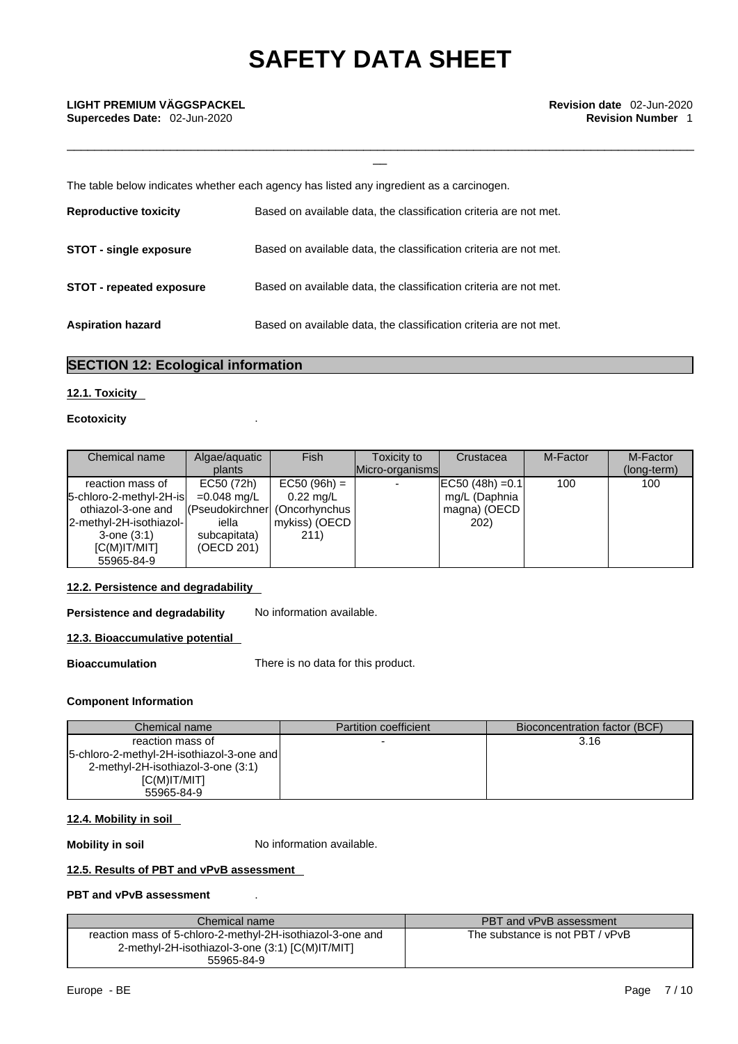The table below indicates whether each agency has listed any ingredient as a carcinogen.

**Reproductive toxicity** Based on available data, the classification criteria are not met.

**STOT - single exposure** Based on available data, the classification criteria are not met.

**STOT - repeated exposure** Based on available data, the classification criteria are not met.

**Aspiration hazard** Based on available data, the classification criteria are not met.

## SECTION 12: Ecological information

### 12.1. Toxicity

**Ecotoxicity** .

| Chemical name | Algae/aquatic plants | Fish | Toxicity to Micro-organisms | Crustacea | M-Factor | M-Factor (long-term) |
|---|---|---|---|---|---|---|
| reaction mass of 5-chloro-2-methyl-2H-isothiazol-3-one and 2-methyl-2H-isothiazol-3-one (3:1) [C(M)IT/MIT] 55965-84-9 | EC50 (72h) =0.048 mg/L (Pseudokirchneriella subcapitata) (OECD 201) | EC50 (96h) = 0.22 mg/L (Oncorhynchus mykiss) (OECD 211) | - | EC50 (48h) =0.1 mg/L (Daphnia magna) (OECD 202) | 100 | 100 |

### 12.2. Persistence and degradability

**Persistence and degradability** No information available.

### 12.3. Bioaccumulative potential

**Bioaccumulation** There is no data for this product.

**Component Information**

| Chemical name | Partition coefficient | Bioconcentration factor (BCF) |
|---|---|---|
| reaction mass of 5-chloro-2-methyl-2H-isothiazol-3-one and 2-methyl-2H-isothiazol-3-one (3:1) [C(M)IT/MIT] 55965-84-9 | - | 3.16 |

### 12.4. Mobility in soil

**Mobility in soil** No information available.

### 12.5. Results of PBT and vPvB assessment

**PBT and vPvB assessment** .

| Chemical name | PBT and vPvB assessment |
|---|---|
| reaction mass of 5-chloro-2-methyl-2H-isothiazol-3-one and 2-methyl-2H-isothiazol-3-one (3:1) [C(M)IT/MIT] 55965-84-9 | The substance is not PBT / vPvB |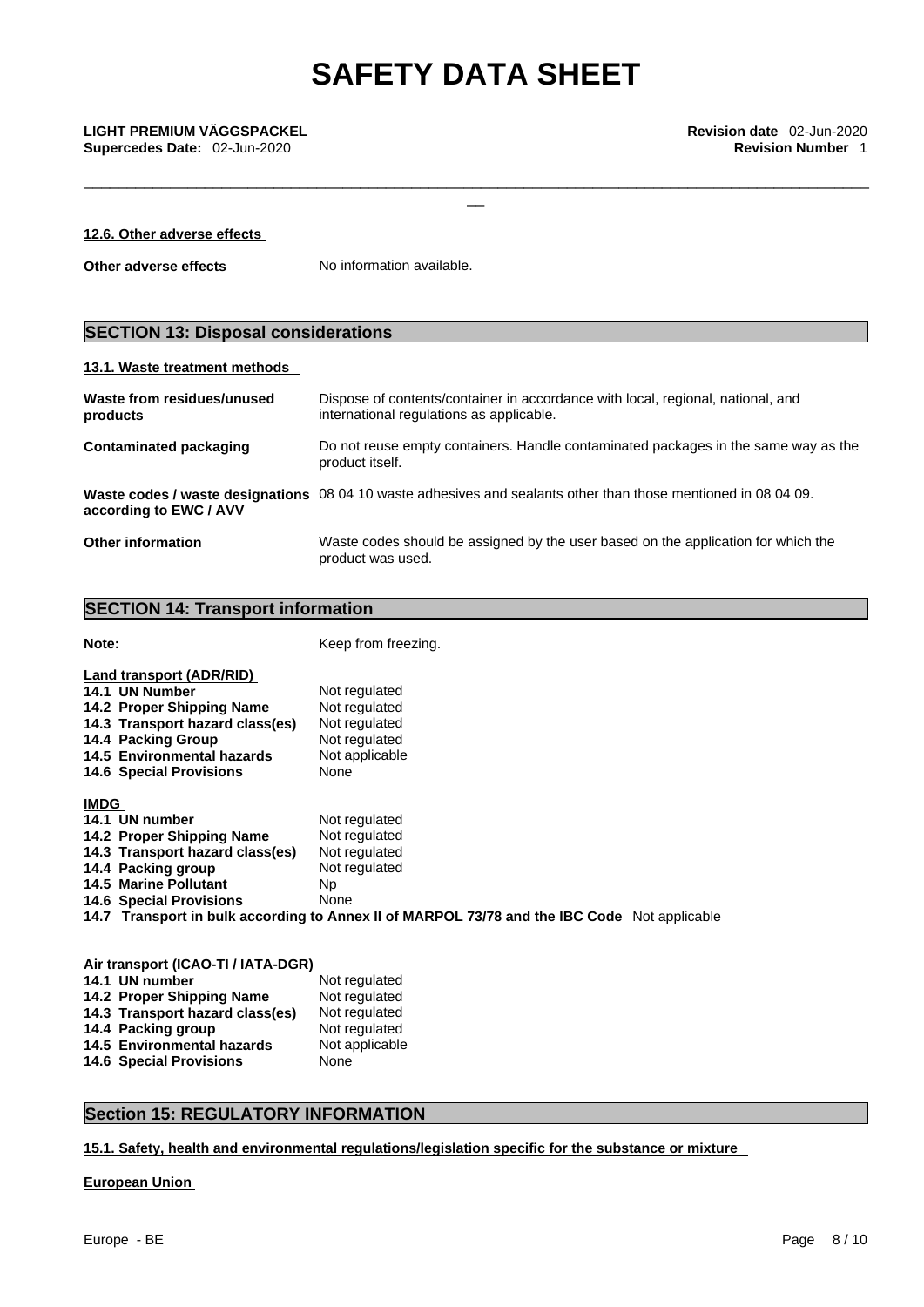#### 12.6. Other adverse effects

**Other adverse effects** No information available.

## SECTION 13: Disposal considerations

#### 13.1. Waste treatment methods

| | |
|---|---|
| **Waste from residues/unused products** | Dispose of contents/container in accordance with local, regional, national, and international regulations as applicable. |
| **Contaminated packaging** | Do not reuse empty containers. Handle contaminated packages in the same way as the product itself. |
| **Waste codes / waste designations according to EWC / AVV** | 08 04 10 waste adhesives and sealants other than those mentioned in 08 04 09. |
| **Other information** | Waste codes should be assigned by the user based on the application for which the product was used. |

## SECTION 14: Transport information

**Note:** Keep from freezing.

**Land transport (ADR/RID)**

| | |
|---|---|
| **14.1 UN Number** | Not regulated |
| **14.2 Proper Shipping Name** | Not regulated |
| **14.3 Transport hazard class(es)** | Not regulated |
| **14.4 Packing Group** | Not regulated |
| **14.5 Environmental hazards** | Not applicable |
| **14.6 Special Provisions** | None |

**IMDG**

| | |
|---|---|
| **14.1 UN number** | Not regulated |
| **14.2 Proper Shipping Name** | Not regulated |
| **14.3 Transport hazard class(es)** | Not regulated |
| **14.4 Packing group** | Not regulated |
| **14.5 Marine Pollutant** | Np |
| **14.6 Special Provisions** | None |

**14.7 Transport in bulk according to Annex II of MARPOL 73/78 and the IBC Code** Not applicable

**Air transport (ICAO-TI / IATA-DGR)**

| | |
|---|---|
| **14.1 UN number** | Not regulated |
| **14.2 Proper Shipping Name** | Not regulated |
| **14.3 Transport hazard class(es)** | Not regulated |
| **14.4 Packing group** | Not regulated |
| **14.5 Environmental hazards** | Not applicable |
| **14.6 Special Provisions** | None |

## Section 15: REGULATORY INFORMATION

#### 15.1. Safety, health and environmental regulations/legislation specific for the substance or mixture

**European Union**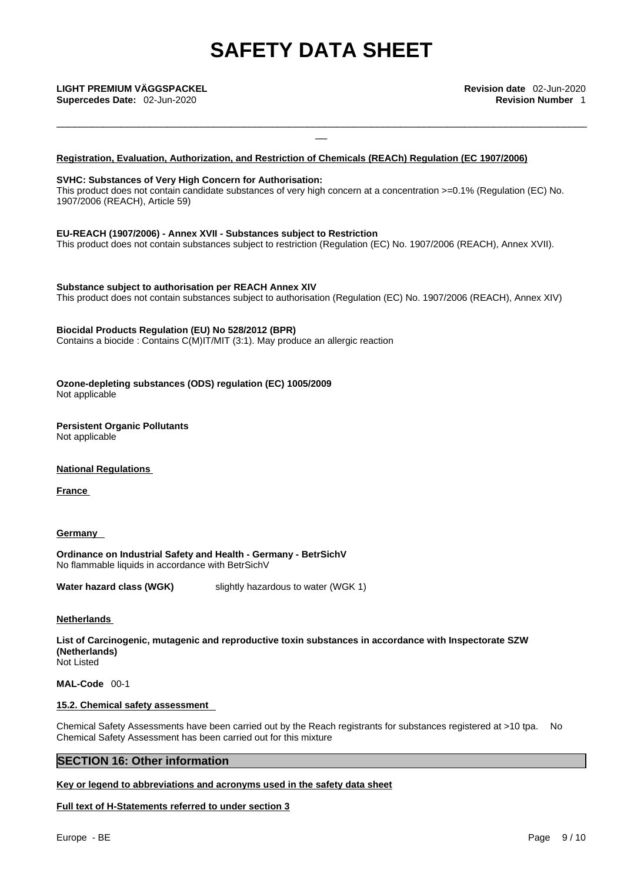**Registration, Evaluation, Authorization, and Restriction of Chemicals (REACh) Regulation (EC 1907/2006)**

**SVHC: Substances of Very High Concern for Authorisation:**
This product does not contain candidate substances of very high concern at a concentration >=0.1% (Regulation (EC) No. 1907/2006 (REACH), Article 59)

**EU-REACH (1907/2006) - Annex XVII - Substances subject to Restriction**
This product does not contain substances subject to restriction (Regulation (EC) No. 1907/2006 (REACH), Annex XVII).

**Substance subject to authorisation per REACH Annex XIV**
This product does not contain substances subject to authorisation (Regulation (EC) No. 1907/2006 (REACH), Annex XIV)

**Biocidal Products Regulation (EU) No 528/2012 (BPR)**
Contains a biocide : Contains C(M)IT/MIT (3:1). May produce an allergic reaction

**Ozone-depleting substances (ODS) regulation (EC) 1005/2009**
Not applicable

**Persistent Organic Pollutants**
Not applicable

**National Regulations**

**France**

**Germany**

**Ordinance on Industrial Safety and Health - Germany - BetrSichV**
No flammable liquids in accordance with BetrSichV

**Water hazard class (WGK)** slightly hazardous to water (WGK 1)

**Netherlands**

**List of Carcinogenic, mutagenic and reproductive toxin substances in accordance with Inspectorate SZW (Netherlands)**
Not Listed

**MAL-Code** 00-1

**15.2. Chemical safety assessment**

Chemical Safety Assessments have been carried out by the Reach registrants for substances registered at >10 tpa. No Chemical Safety Assessment has been carried out for this mixture

## SECTION 16: Other information

**Key or legend to abbreviations and acronyms used in the safety data sheet**

**Full text of H-Statements referred to under section 3**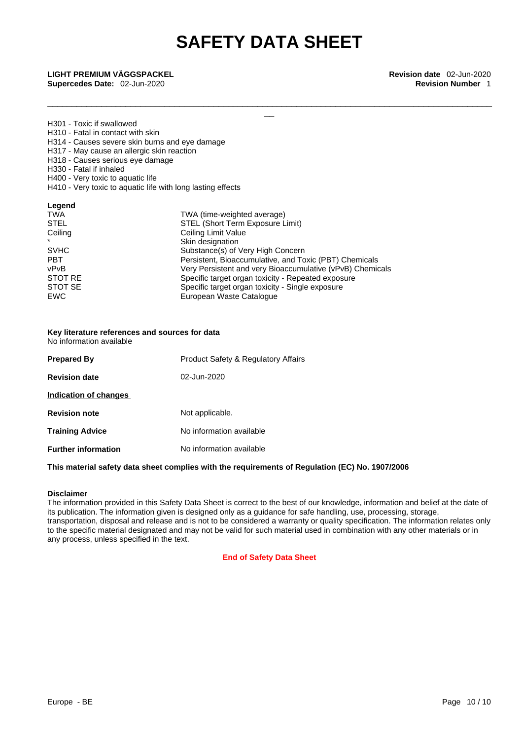H301 - Toxic if swallowed
H310 - Fatal in contact with skin
H314 - Causes severe skin burns and eye damage
H317 - May cause an allergic skin reaction
H318 - Causes serious eye damage
H330 - Fatal if inhaled
H400 - Very toxic to aquatic life
H410 - Very toxic to aquatic life with long lasting effects

**Legend**

| | |
|---|---|
| TWA | TWA (time-weighted average) |
| STEL | STEL (Short Term Exposure Limit) |
| Ceiling | Ceiling Limit Value |
| * | Skin designation |
| SVHC | Substance(s) of Very High Concern |
| PBT | Persistent, Bioaccumulative, and Toxic (PBT) Chemicals |
| vPvB | Very Persistent and very Bioaccumulative (vPvB) Chemicals |
| STOT RE | Specific target organ toxicity - Repeated exposure |
| STOT SE | Specific target organ toxicity - Single exposure |
| EWC | European Waste Catalogue |

**Key literature references and sources for data**
No information available

**Prepared By** Product Safety & Regulatory Affairs

**Revision date** 02-Jun-2020

**Indication of changes**

**Revision note** Not applicable.

**Training Advice** No information available

**Further information** No information available

**This material safety data sheet complies with the requirements of Regulation (EC) No. 1907/2006**

**Disclaimer**
The information provided in this Safety Data Sheet is correct to the best of our knowledge, information and belief at the date of its publication. The information given is designed only as a guidance for safe handling, use, processing, storage, transportation, disposal and release and is not to be considered a warranty or quality specification. The information relates only to the specific material designated and may not be valid for such material used in combination with any other materials or in any process, unless specified in the text.

**End of Safety Data Sheet**